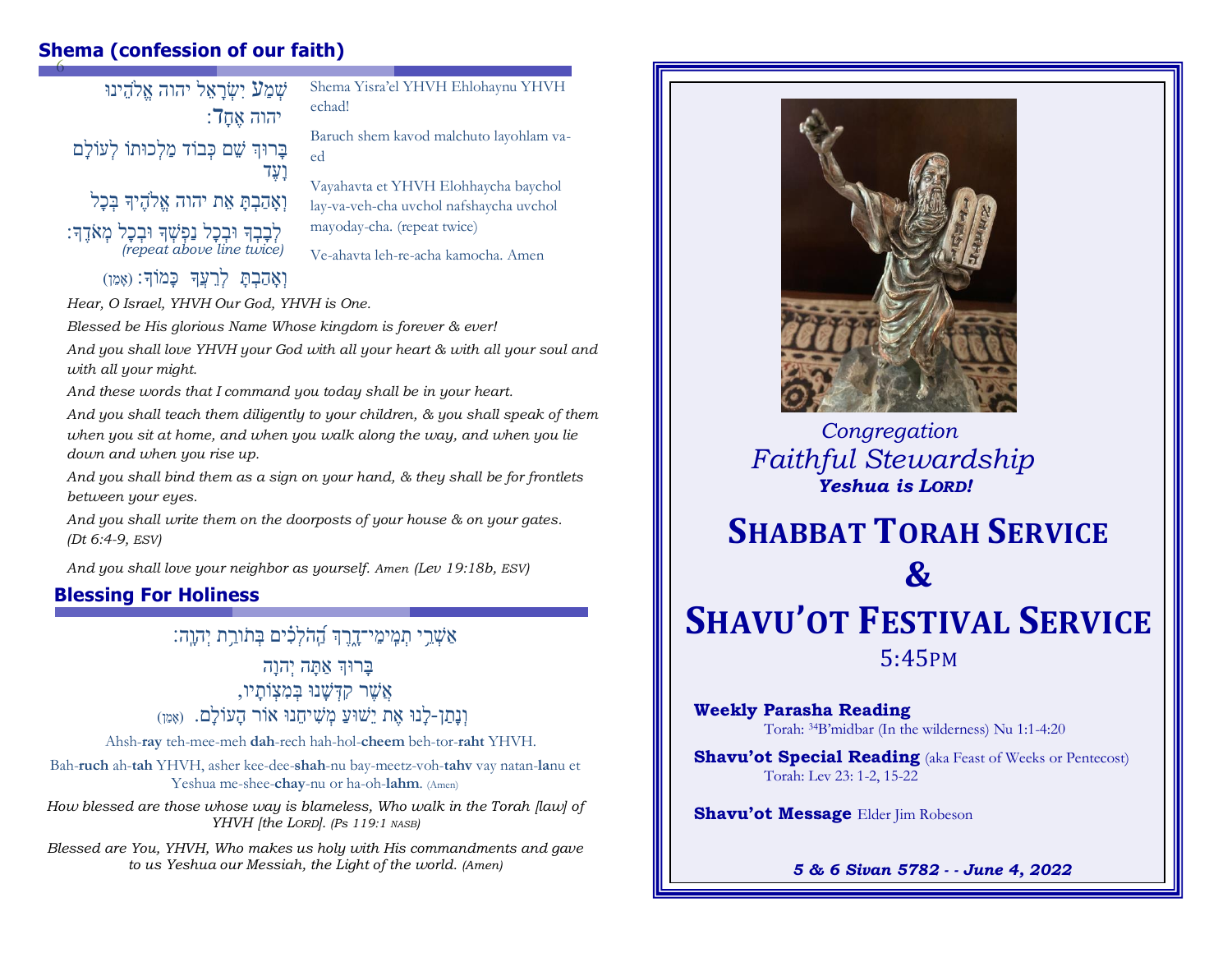## Shema (confession of our faith)

שְׁמַע יִשְׂרָאֵל יהוה אֱלֹהֵינוּ יהוה אֶחָד׃

Shema Yisra'el YHVH Ehlohaynu YHVH echad!

בָּרוּךְ שֵׁם כְּבוֹד מַלְכוּתוֹ לְעוֹלָם וָעֶד

Baruch shem kavod malchuto layohlam va-ed

וְאָהַבְתָּ אֵת יהוה אֱלֹהֶיךָ בְּכָל לְבָבְךָ וּבְכָל נַפְשְׁךָ וּבְכָל מְאֹדֶךָ׃
*(repeat above line twice)*

Vayahavta et YHVH Elohhaycha baychol lay-va-veh-cha uvchol nafshaycha uvchol mayoday-cha. (repeat twice)

וְאָהַבְתָּ לְרֵעֲךָ כָּמוֹךָ׃ (אָמֵן)

Ve-ahavta leh-re-acha kamocha. Amen

*Hear, O Israel, YHVH Our God, YHVH is One.*

*Blessed be His glorious Name Whose kingdom is forever & ever!*

*And you shall love YHVH your God with all your heart & with all your soul and with all your might.*

*And these words that I command you today shall be in your heart.*

*And you shall teach them diligently to your children, & you shall speak of them when you sit at home, and when you walk along the way, and when you lie down and when you rise up.*

*And you shall bind them as a sign on your hand, & they shall be for frontlets between your eyes.*

*And you shall write them on the doorposts of your house & on your gates. (Dt 6:4-9, ESV)*

*And you shall love your neighbor as yourself. Amen (Lev 19:18b, ESV)*

## Blessing For Holiness

אַשְׁרֵי תְמִימֵי־דָרֶךְ הַהֹלְכִים בְּתוֹרַת יְהוָה׃

בָּרוּךְ אַתָּה יְהוָה
אֲשֶׁר קִדְּשָׁנוּ בְּמִצְוֹתָיו,
וְנָתַן-לָנוּ אֶת יֵשׁוּעַ מְשִׁיחֵנוּ אוֹר הָעוֹלָם. (אָמֵן)

Ahsh-**ray** teh-mee-meh **dah**-rech hah-hol-**cheem** beh-tor-**raht** YHVH.

Bah-**ruch** ah-**tah** YHVH, asher kee-dee-**shah**-nu bay-meetz-voh-**tahv** vay natan-**la**nu et Yeshua me-shee-**chay**-nu or ha-oh-**lahm**. (Amen)

*How blessed are those whose way is blameless, Who walk in the Torah [law] of YHVH [the LORD]. (Ps 119:1 NASB)*

*Blessed are You, YHVH, Who makes us holy with His commandments and gave to us Yeshua our Messiah, the Light of the world. (Amen)*

*Congregation*
*Faithful Stewardship*
***Yeshua is LORD!***

# SHABBAT TORAH SERVICE
# &
# SHAVU'OT FESTIVAL SERVICE

5:45PM

**Weekly Parasha Reading**
Torah: 34B'midbar (In the wilderness) Nu 1:1-4:20

**Shavu'ot Special Reading** (aka Feast of Weeks or Pentecost)
Torah: Lev 23: 1-2, 15-22

**Shavu'ot Message** Elder Jim Robeson

***5 & 6 Sivan 5782 - - June 4, 2022***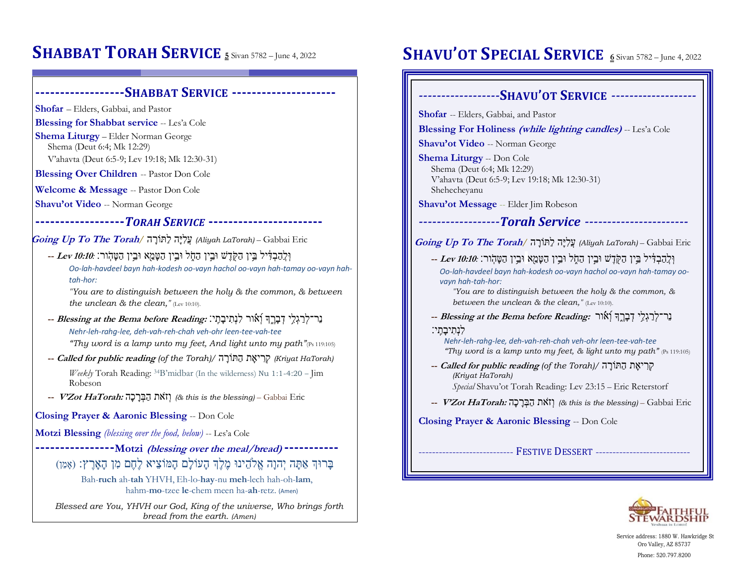# SHABBAT TORAH SERVICE 5 Sivan 5782 – June 4, 2022

## ------------------SHABBAT SERVICE ---------------------

**Shofar** – Elders, Gabbai, and Pastor

**Blessing for Shabbat service** -- Les'a Cole

**Shema Liturgy** – Elder Norman George
Shema (Deut 6:4; Mk 12:29)
V'ahavta (Deut 6:5-9; Lev 19:18; Mk 12:30-31)

**Blessing Over Children** -- Pastor Don Cole

**Welcome & Message** -- Pastor Don Cole

**Shavu'ot Video** -- Norman George

## ------------------*TORAH SERVICE* -----------------------

***Going Up To The Torah***/ עֲלִיָּה לַתּוֹרָה *(Aliyah LaTorah)* – Gabbai Eric

-- ***Lev 10:10:*** וּֽלְהַבְדִּ֔יל בֵּ֥ין הַקֹּ֖דֶשׁ וּבֵ֣ין הַחֹ֑ל וּבֵ֥ין הַטָּמֵ֖א וּבֵ֥ין הַטָּהֽוֹר׃

*Oo-lah-havdeel bayn hah-kodesh oo-vayn hachol oo-vayn hah-tamay oo-vayn hah-tah-hor:*

*"You are to distinguish between the holy & the common, & between the unclean & the clean,"* (Lev 10:10).

-- ***Blessing at the Bema before Reading:*** נֵר־לְרַגְלִ֥י דְבָרֶ֑ךָ וְ֝א֗וֹר לִנְתִיבָתִֽי׃

*Nehr-leh-rahg-lee, deh-vah-reh-chah veh-ohr leen-tee-vah-tee*

*"Thy word is a lamp unto my feet, And light unto my path"*(Ps 119:105)

-- ***Called for public reading*** *(of the Torah)*/ קְרִיאַת הַתּוֹרָה *(Kriyat HaTorah)*

*Weekly* Torah Reading: [34]B'midbar (In the wilderness) Nu 1:1-4:20 – Jim Robeson

-- ***V'Zot HaTorah:*** וְזֹאת הַבְּרָכָה *(& this is the blessing)* – Gabbai Eric

**Closing Prayer & Aaronic Blessing** -- Don Cole

**Motzi Blessing** *(blessing over the food, below)* -- Les'a Cole

## ----------------Motzi *(blessing over the meal/bread)* -----------

בָּרוּךְ אַתָּה יְהוָה אֱלֹהֵינוּ מֶלֶךְ הָעוֹלָם הַמּוֹצִיא לֶחֶם מִן הָאָרֶץ: (אָמֵן)

Bah-**ruch** ah-**tah** YHVH, Eh-lo-**hay**-nu **meh**-lech hah-oh-**lam**, hahm-**mo**-tzee **le**-chem meen ha-**ah**-retz. (Amen)

*Blessed are You, YHVH our God, King of the universe, Who brings forth bread from the earth. (Amen)*

# SHAVU'OT SPECIAL SERVICE 6 Sivan 5782 – June 4, 2022

## ------------------SHAVU'OT SERVICE -------------------

**Shofar** -- Elders, Gabbai, and Pastor

**Blessing For Holiness *(while lighting candles)*** -- Les'a Cole

**Shavu'ot Video** -- Norman George

**Shema Liturgy** -- Don Cole
Shema (Deut 6:4; Mk 12:29)
V'ahavta (Deut 6:5-9; Lev 19:18; Mk 12:30-31)
Shehecheyanu

**Shavu'ot Message** -- Elder Jim Robeson

## ------------------*Torah Service* -----------------------

***Going Up To The Torah***/ עֲלִיָּה לַתּוֹרָה *(Aliyah LaTorah)* – Gabbai Eric

-- ***Lev 10:10:*** וּֽלְהַבְדִּ֔יל בֵּ֥ין הַקֹּ֖דֶשׁ וּבֵ֣ין הַחֹ֑ל וּבֵ֥ין הַטָּמֵ֖א וּבֵ֥ין הַטָּהֽוֹר׃

*Oo-lah-havdeel bayn hah-kodesh oo-vayn hachol oo-vayn hah-tamay oo-vayn hah-tah-hor:*

*"You are to distinguish between the holy & the common, & between the unclean & the clean,"* (Lev 10:10).

-- ***Blessing at the Bema before Reading:*** נֵר־לְרַגְלִ֥י דְבָרֶ֑ךָ וְ֝א֗וֹר לִנְתִיבָתִֽי׃

*Nehr-leh-rahg-lee, deh-vah-reh-chah veh-ohr leen-tee-vah-tee*

*"Thy word is a lamp unto my feet, & light unto my path"* (Ps 119:105)

-- ***Called for public reading*** *(of the Torah)*/ קְרִיאַת הַתּוֹרָה *(Kriyat HaTorah)*

*Special* Shavu'ot Torah Reading: Lev 23:15 – Eric Reterstorf

-- ***V'Zot HaTorah:*** וְזֹאת הַבְּרָכָה *(& this is the blessing)* – Gabbai Eric

**Closing Prayer & Aaronic Blessing** -- Don Cole

--------------------------- FESTIVE DESSERT ---------------------------

CONGREGATION FAITHFUL STEWARDSHIP
Yeshua is Lord!

Service address: 1880 W. Hawkridge St
Oro Valley, AZ 85737
Phone: 520.797.8200